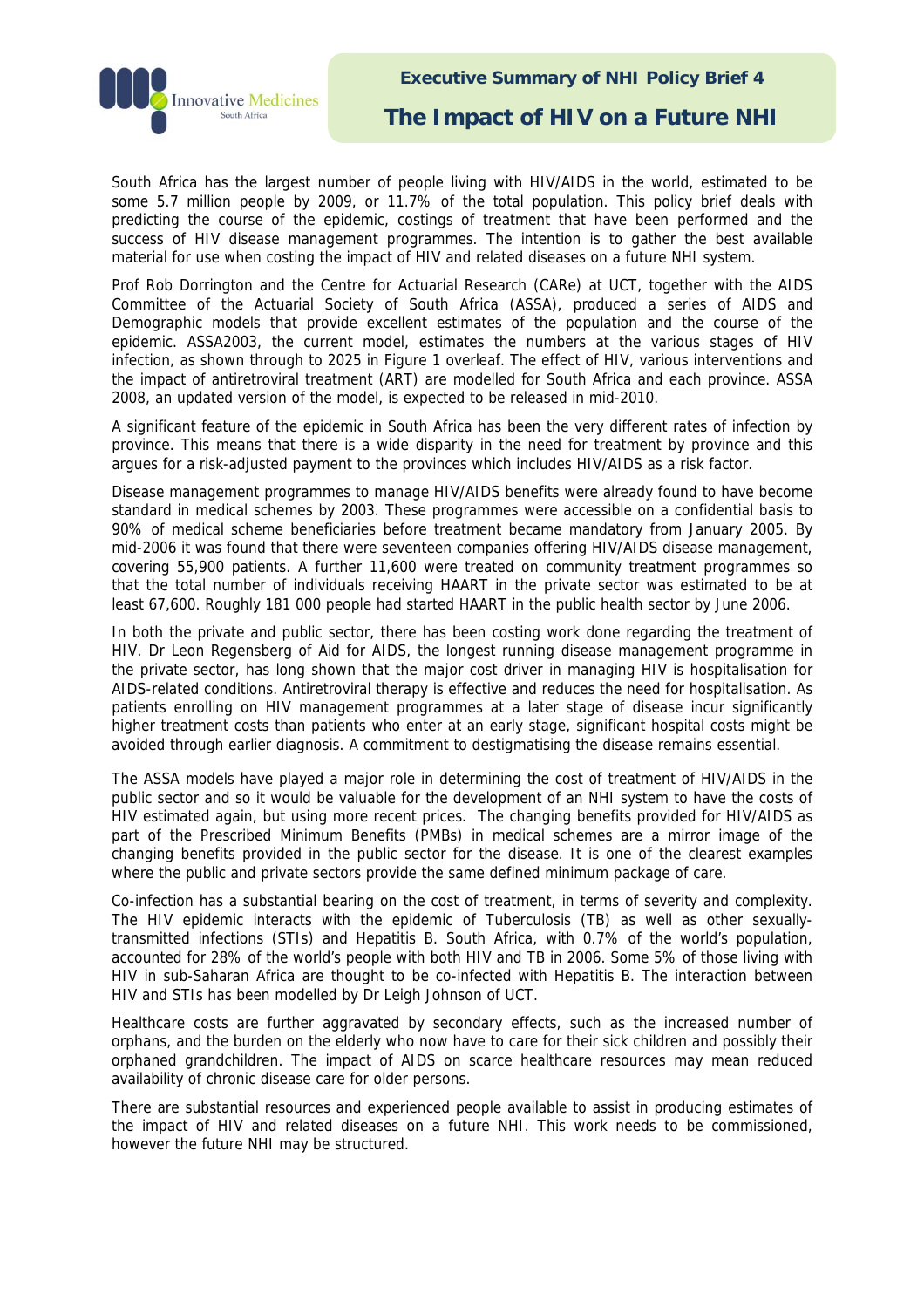# Executive Summary of NHI Policy Brief 4

## The Impact of HIV on a Future NHI

South Africa has the largest number of people living with HIV/AIDS in the world, estimated to be some 5.7 million people by 2009, or 11.7% of the total population. This policy brief deals with predicting the course of the epidemic, costings of treatment that have been performed and the success of HIV disease management programmes. The intention is to gather the best available material for use when costing the impact of HIV and related diseases on a future NHI system.

Prof Rob Dorrington and the Centre for Actuarial Research (CARe) at UCT, together with the AIDS Committee of the Actuarial Society of South Africa (ASSA), produced a series of AIDS and Demographic models that provide excellent estimates of the population and the course of the epidemic. ASSA2003, the current model, estimates the numbers at the various stages of HIV infection, as shown through to 2025 in Figure 1 overleaf. The effect of HIV, various interventions and the impact of antiretroviral treatment (ART) are modelled for South Africa and each province. ASSA 2008, an updated version of the model, is expected to be released in mid-2010.

A significant feature of the epidemic in South Africa has been the very different rates of infection by province. This means that there is a wide disparity in the need for treatment by province and this argues for a risk-adjusted payment to the provinces which includes HIV/AIDS as a risk factor.

Disease management programmes to manage HIV/AIDS benefits were already found to have become standard in medical schemes by 2003. These programmes were accessible on a confidential basis to 90% of medical scheme beneficiaries before treatment became mandatory from January 2005. By mid-2006 it was found that there were seventeen companies offering HIV/AIDS disease management, covering 55,900 patients. A further 11,600 were treated on community treatment programmes so that the total number of individuals receiving HAART in the private sector was estimated to be at least 67,600. Roughly 181 000 people had started HAART in the public health sector by June 2006.

In both the private and public sector, there has been costing work done regarding the treatment of HIV. Dr Leon Regensberg of Aid for AIDS, the longest running disease management programme in the private sector, has long shown that the major cost driver in managing HIV is hospitalisation for AIDS-related conditions. Antiretroviral therapy is effective and reduces the need for hospitalisation. As patients enrolling on HIV management programmes at a later stage of disease incur significantly higher treatment costs than patients who enter at an early stage, significant hospital costs might be avoided through earlier diagnosis. A commitment to destigmatising the disease remains essential.

The ASSA models have played a major role in determining the cost of treatment of HIV/AIDS in the public sector and so it would be valuable for the development of an NHI system to have the costs of HIV estimated again, but using more recent prices. The changing benefits provided for HIV/AIDS as part of the Prescribed Minimum Benefits (PMBs) in medical schemes are a mirror image of the changing benefits provided in the public sector for the disease. It is one of the clearest examples where the public and private sectors provide the same defined minimum package of care.

Co-infection has a substantial bearing on the cost of treatment, in terms of severity and complexity. The HIV epidemic interacts with the epidemic of Tuberculosis (TB) as well as other sexually-transmitted infections (STIs) and Hepatitis B. South Africa, with 0.7% of the world's population, accounted for 28% of the world's people with both HIV and TB in 2006. Some 5% of those living with HIV in sub-Saharan Africa are thought to be co-infected with Hepatitis B. The interaction between HIV and STIs has been modelled by Dr Leigh Johnson of UCT.

Healthcare costs are further aggravated by secondary effects, such as the increased number of orphans, and the burden on the elderly who now have to care for their sick children and possibly their orphaned grandchildren. The impact of AIDS on scarce healthcare resources may mean reduced availability of chronic disease care for older persons.

There are substantial resources and experienced people available to assist in producing estimates of the impact of HIV and related diseases on a future NHI. This work needs to be commissioned, however the future NHI may be structured.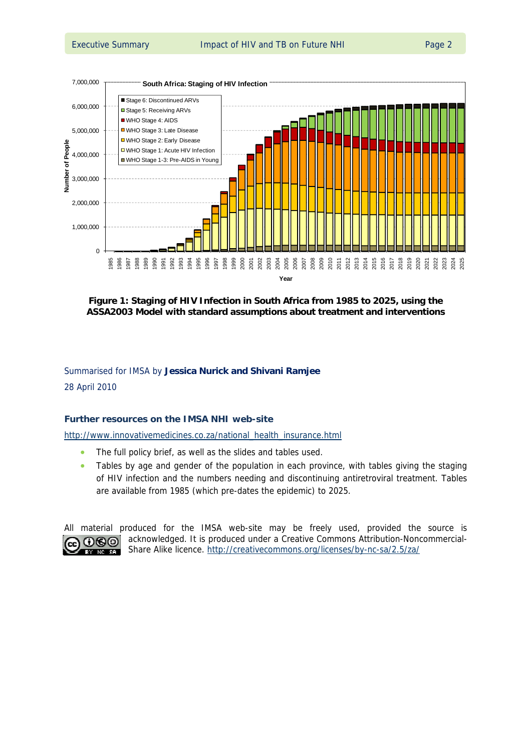South Africa: Staging of HIV Infection

Stage 6: Discontinued ARVs
Stage 5: Receiving ARVs
WHO Stage 4: AIDS
WHO Stage 3: Late Disease
WHO Stage 2: Early Disease
WHO Stage 1: Acute HIV Infection
WHO Stage 1-3: Pre-AIDS in Young

Number of People

7,000,000
6,000,000
5,000,000
4,000,000
3,000,000
2,000,000
1,000,000
0

1985 1986 1987 1988 1989 1990 1991 1992 1993 1994 1995 1996 1997 1998 1999 2000 2001 2002 2003 2004 2005 2006 2007 2008 2009 2010 2011 2012 2013 2014 2015 2016 2017 2018 2019 2020 2021 2022 2023 2024 2025

Year

**Figure 1: Staging of HIV Infection in South Africa from 1985 to 2025, using the ASSA2003 Model with standard assumptions about treatment and interventions**

Summarised for IMSA by **Jessica Nurick and Shivani Ramjee**

28 April 2010

### Further resources on the IMSA NHI web-site

http://www.innovativemedicines.co.za/national_health_insurance.html

- The full policy brief, as well as the slides and tables used.
- Tables by age and gender of the population in each province, with tables giving the staging of HIV infection and the numbers needing and discontinuing antiretroviral treatment. Tables are available from 1985 (which pre-dates the epidemic) to 2025.

All material produced for the IMSA web-site may be freely used, provided the source is acknowledged. It is produced under a Creative Commons Attribution-Noncommercial-Share Alike licence. http://creativecommons.org/licenses/by-nc-sa/2.5/za/